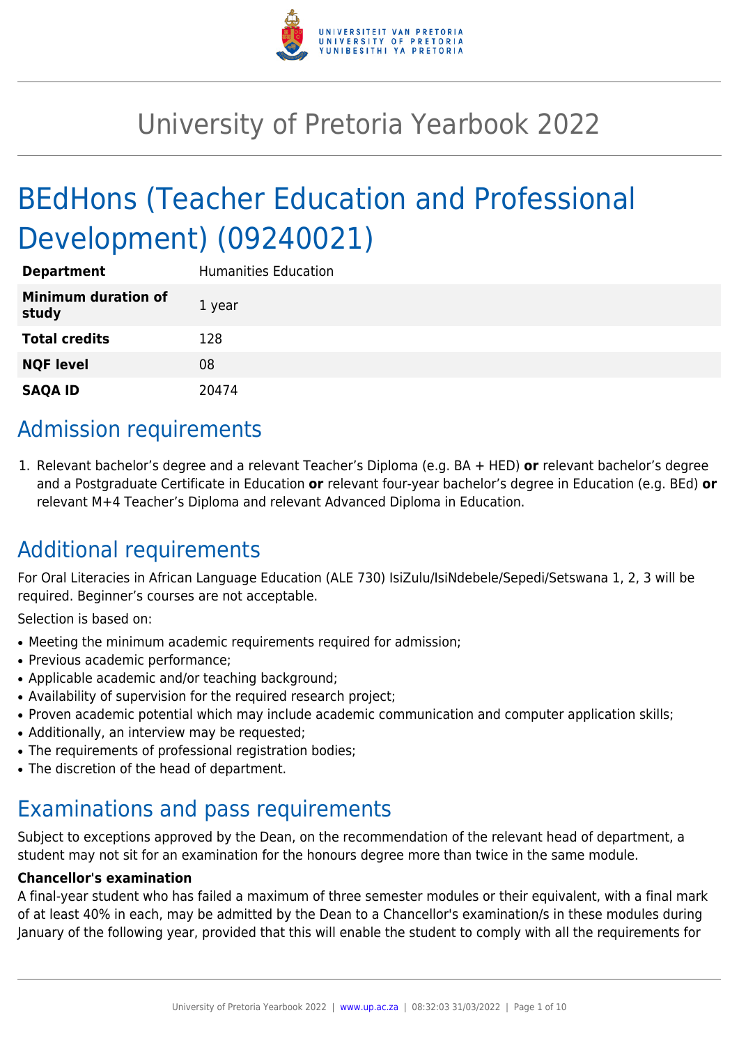# University of Pretoria Yearbook 2022

# BEdHons (Teacher Education and Professional Development) (09240021)

| | |
|---|---|
| **Department** | Humanities Education |
| **Minimum duration of study** | 1 year |
| **Total credits** | 128 |
| **NQF level** | 08 |
| **SAQA ID** | 20474 |

## Admission requirements

1. Relevant bachelor's degree and a relevant Teacher's Diploma (e.g. BA + HED) **or** relevant bachelor's degree and a Postgraduate Certificate in Education **or** relevant four-year bachelor's degree in Education (e.g. BEd) **or** relevant M+4 Teacher's Diploma and relevant Advanced Diploma in Education.

## Additional requirements

For Oral Literacies in African Language Education (ALE 730) IsiZulu/IsiNdebele/Sepedi/Setswana 1, 2, 3 will be required. Beginner's courses are not acceptable.

Selection is based on:

- Meeting the minimum academic requirements required for admission;
- Previous academic performance;
- Applicable academic and/or teaching background;
- Availability of supervision for the required research project;
- Proven academic potential which may include academic communication and computer application skills;
- Additionally, an interview may be requested;
- The requirements of professional registration bodies;
- The discretion of the head of department.

## Examinations and pass requirements

Subject to exceptions approved by the Dean, on the recommendation of the relevant head of department, a student may not sit for an examination for the honours degree more than twice in the same module.

**Chancellor's examination**

A final-year student who has failed a maximum of three semester modules or their equivalent, with a final mark of at least 40% in each, may be admitted by the Dean to a Chancellor's examination/s in these modules during January of the following year, provided that this will enable the student to comply with all the requirements for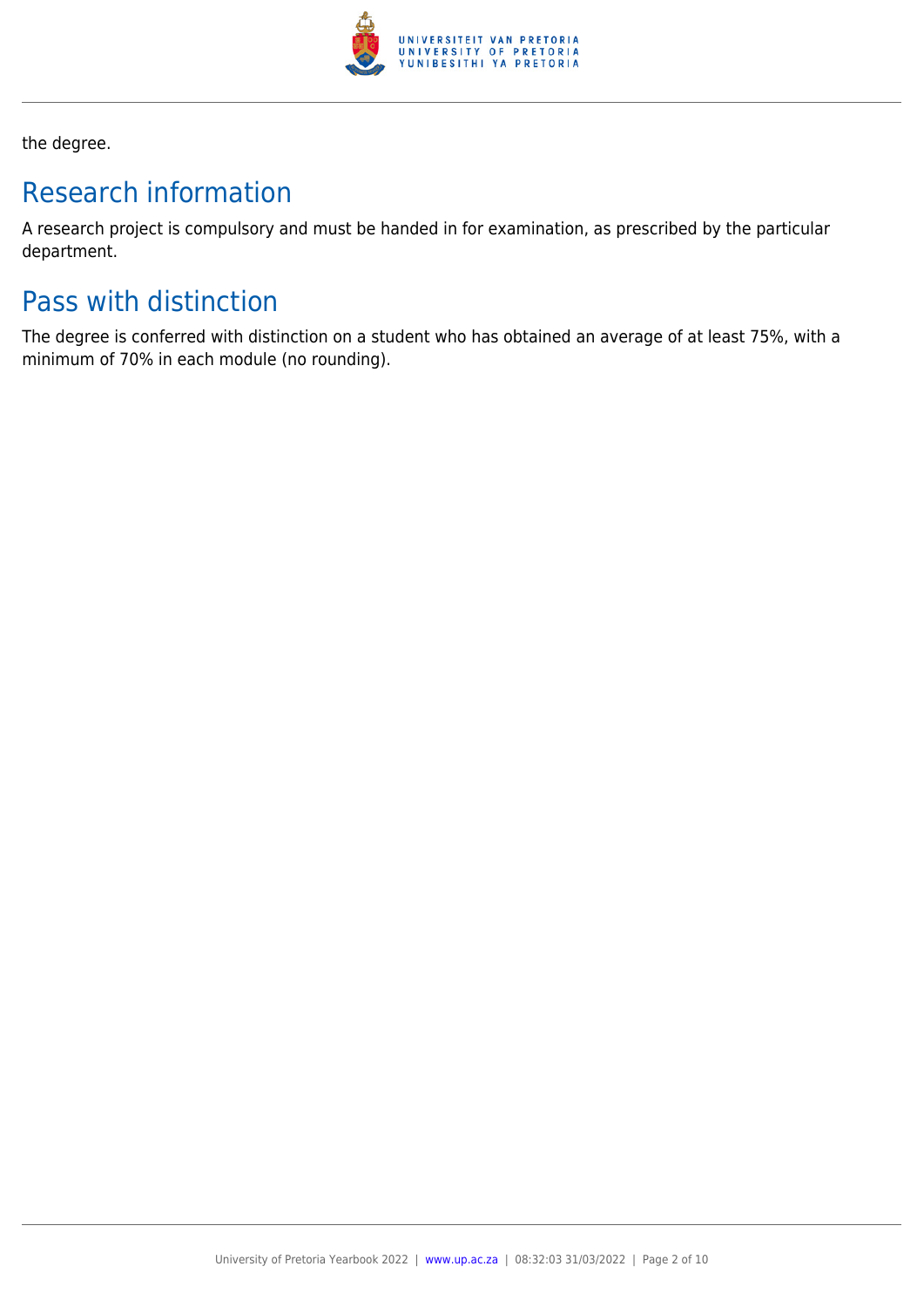the degree.

## Research information

A research project is compulsory and must be handed in for examination, as prescribed by the particular department.

## Pass with distinction

The degree is conferred with distinction on a student who has obtained an average of at least 75%, with a minimum of 70% in each module (no rounding).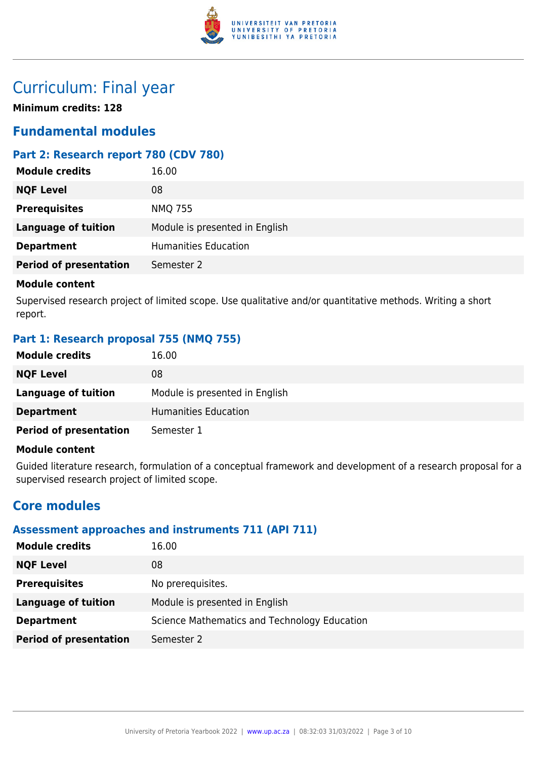# Curriculum: Final year

**Minimum credits: 128**

## Fundamental modules

### Part 2: Research report 780 (CDV 780)

| | |
|---|---|
| **Module credits** | 16.00 |
| **NQF Level** | 08 |
| **Prerequisites** | NMQ 755 |
| **Language of tuition** | Module is presented in English |
| **Department** | Humanities Education |
| **Period of presentation** | Semester 2 |

**Module content**

Supervised research project of limited scope. Use qualitative and/or quantitative methods. Writing a short report.

### Part 1: Research proposal 755 (NMQ 755)

| | |
|---|---|
| **Module credits** | 16.00 |
| **NQF Level** | 08 |
| **Language of tuition** | Module is presented in English |
| **Department** | Humanities Education |
| **Period of presentation** | Semester 1 |

**Module content**

Guided literature research, formulation of a conceptual framework and development of a research proposal for a supervised research project of limited scope.

## Core modules

### Assessment approaches and instruments 711 (API 711)

| | |
|---|---|
| **Module credits** | 16.00 |
| **NQF Level** | 08 |
| **Prerequisites** | No prerequisites. |
| **Language of tuition** | Module is presented in English |
| **Department** | Science Mathematics and Technology Education |
| **Period of presentation** | Semester 2 |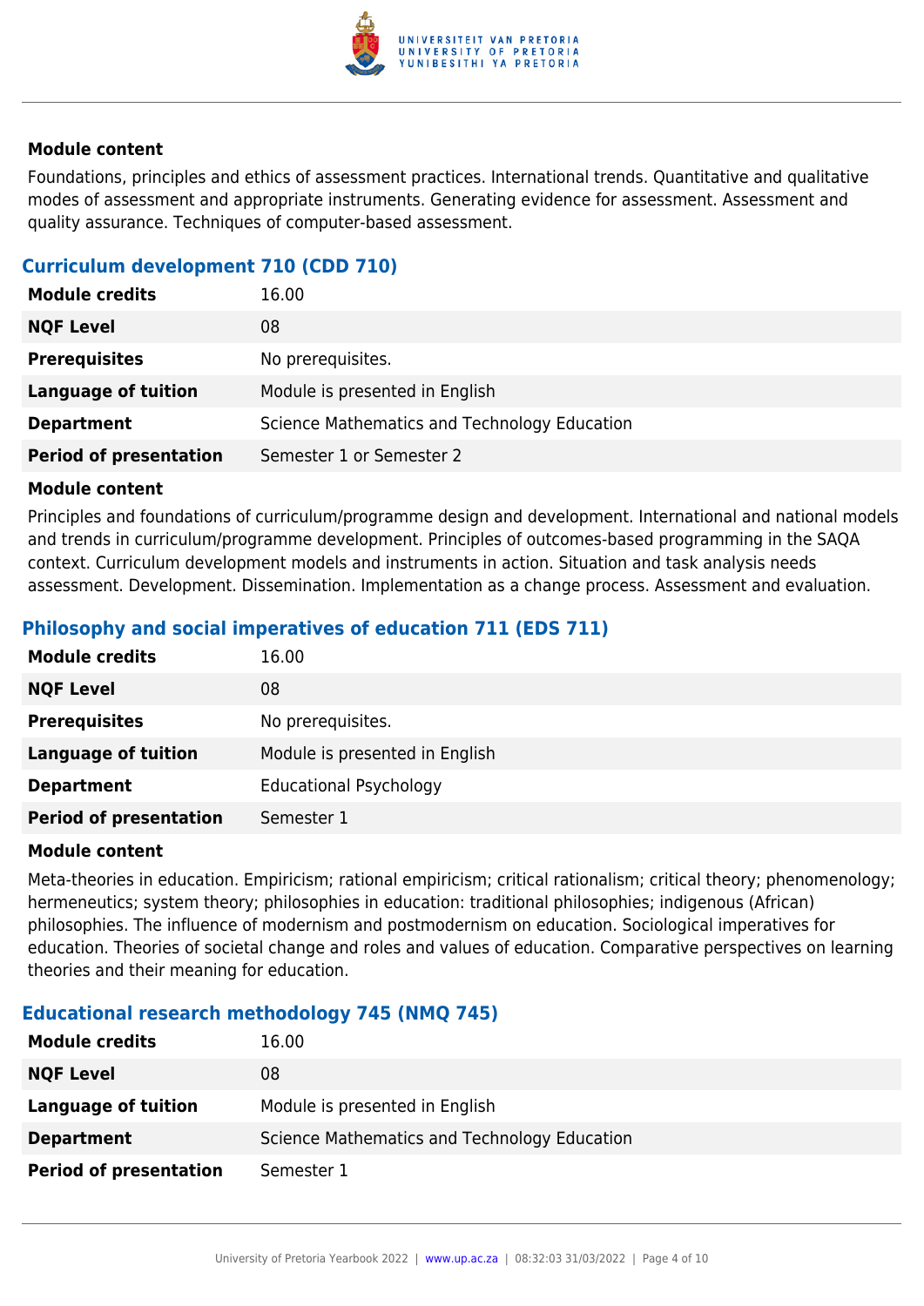#### Module content

Foundations, principles and ethics of assessment practices. International trends. Quantitative and qualitative modes of assessment and appropriate instruments. Generating evidence for assessment. Assessment and quality assurance. Techniques of computer-based assessment.

### Curriculum development 710 (CDD 710)

| | |
|---|---|
| **Module credits** | 16.00 |
| **NQF Level** | 08 |
| **Prerequisites** | No prerequisites. |
| **Language of tuition** | Module is presented in English |
| **Department** | Science Mathematics and Technology Education |
| **Period of presentation** | Semester 1 or Semester 2 |

#### Module content

Principles and foundations of curriculum/programme design and development. International and national models and trends in curriculum/programme development. Principles of outcomes-based programming in the SAQA context. Curriculum development models and instruments in action. Situation and task analysis needs assessment. Development. Dissemination. Implementation as a change process. Assessment and evaluation.

### Philosophy and social imperatives of education 711 (EDS 711)

| | |
|---|---|
| **Module credits** | 16.00 |
| **NQF Level** | 08 |
| **Prerequisites** | No prerequisites. |
| **Language of tuition** | Module is presented in English |
| **Department** | Educational Psychology |
| **Period of presentation** | Semester 1 |

#### Module content

Meta-theories in education. Empiricism; rational empiricism; critical rationalism; critical theory; phenomenology; hermeneutics; system theory; philosophies in education: traditional philosophies; indigenous (African) philosophies. The influence of modernism and postmodernism on education. Sociological imperatives for education. Theories of societal change and roles and values of education. Comparative perspectives on learning theories and their meaning for education.

### Educational research methodology 745 (NMQ 745)

| | |
|---|---|
| **Module credits** | 16.00 |
| **NQF Level** | 08 |
| **Language of tuition** | Module is presented in English |
| **Department** | Science Mathematics and Technology Education |
| **Period of presentation** | Semester 1 |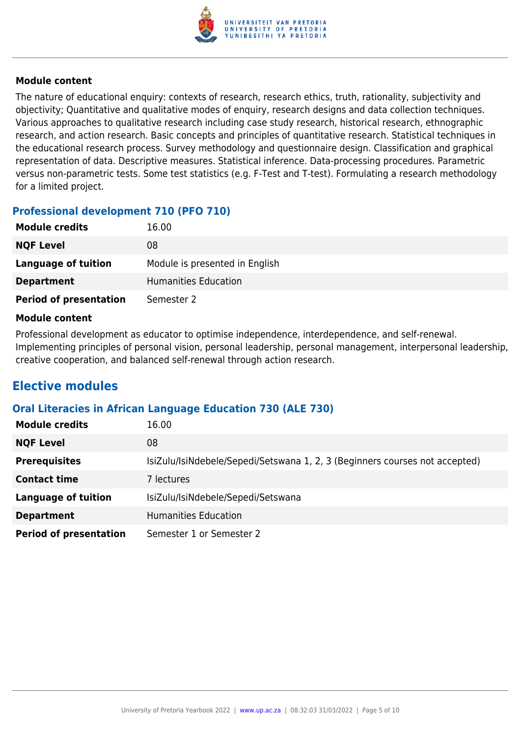#### Module content

The nature of educational enquiry: contexts of research, research ethics, truth, rationality, subjectivity and objectivity; Quantitative and qualitative modes of enquiry, research designs and data collection techniques. Various approaches to qualitative research including case study research, historical research, ethnographic research, and action research. Basic concepts and principles of quantitative research. Statistical techniques in the educational research process. Survey methodology and questionnaire design. Classification and graphical representation of data. Descriptive measures. Statistical inference. Data-processing procedures. Parametric versus non-parametric tests. Some test statistics (e.g. F-Test and T-test). Formulating a research methodology for a limited project.

### Professional development 710 (PFO 710)

| | |
|---|---|
| **Module credits** | 16.00 |
| **NQF Level** | 08 |
| **Language of tuition** | Module is presented in English |
| **Department** | Humanities Education |
| **Period of presentation** | Semester 2 |

#### Module content

Professional development as educator to optimise independence, interdependence, and self-renewal. Implementing principles of personal vision, personal leadership, personal management, interpersonal leadership, creative cooperation, and balanced self-renewal through action research.

## Elective modules

### Oral Literacies in African Language Education 730 (ALE 730)

| | |
|---|---|
| **Module credits** | 16.00 |
| **NQF Level** | 08 |
| **Prerequisites** | IsiZulu/IsiNdebele/Sepedi/Setswana 1, 2, 3 (Beginners courses not accepted) |
| **Contact time** | 7 lectures |
| **Language of tuition** | IsiZulu/IsiNdebele/Sepedi/Setswana |
| **Department** | Humanities Education |
| **Period of presentation** | Semester 1 or Semester 2 |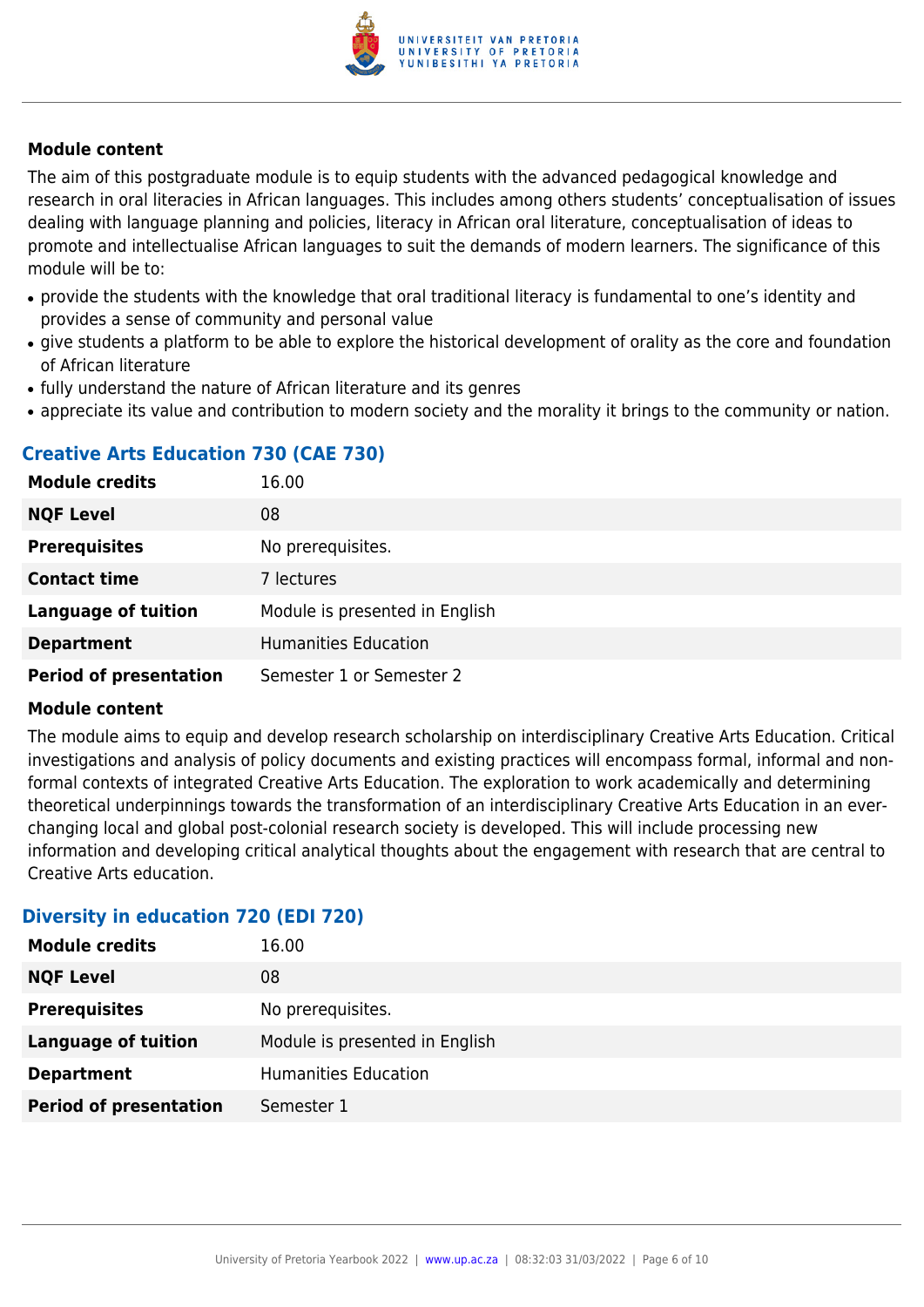**Module content**

The aim of this postgraduate module is to equip students with the advanced pedagogical knowledge and research in oral literacies in African languages. This includes among others students' conceptualisation of issues dealing with language planning and policies, literacy in African oral literature, conceptualisation of ideas to promote and intellectualise African languages to suit the demands of modern learners. The significance of this module will be to:

- provide the students with the knowledge that oral traditional literacy is fundamental to one's identity and provides a sense of community and personal value
- give students a platform to be able to explore the historical development of orality as the core and foundation of African literature
- fully understand the nature of African literature and its genres
- appreciate its value and contribution to modern society and the morality it brings to the community or nation.

### Creative Arts Education 730 (CAE 730)

| | |
|---|---|
| **Module credits** | 16.00 |
| **NQF Level** | 08 |
| **Prerequisites** | No prerequisites. |
| **Contact time** | 7 lectures |
| **Language of tuition** | Module is presented in English |
| **Department** | Humanities Education |
| **Period of presentation** | Semester 1 or Semester 2 |

**Module content**

The module aims to equip and develop research scholarship on interdisciplinary Creative Arts Education. Critical investigations and analysis of policy documents and existing practices will encompass formal, informal and non-formal contexts of integrated Creative Arts Education. The exploration to work academically and determining theoretical underpinnings towards the transformation of an interdisciplinary Creative Arts Education in an ever-changing local and global post-colonial research society is developed. This will include processing new information and developing critical analytical thoughts about the engagement with research that are central to Creative Arts education.

### Diversity in education 720 (EDI 720)

| | |
|---|---|
| **Module credits** | 16.00 |
| **NQF Level** | 08 |
| **Prerequisites** | No prerequisites. |
| **Language of tuition** | Module is presented in English |
| **Department** | Humanities Education |
| **Period of presentation** | Semester 1 |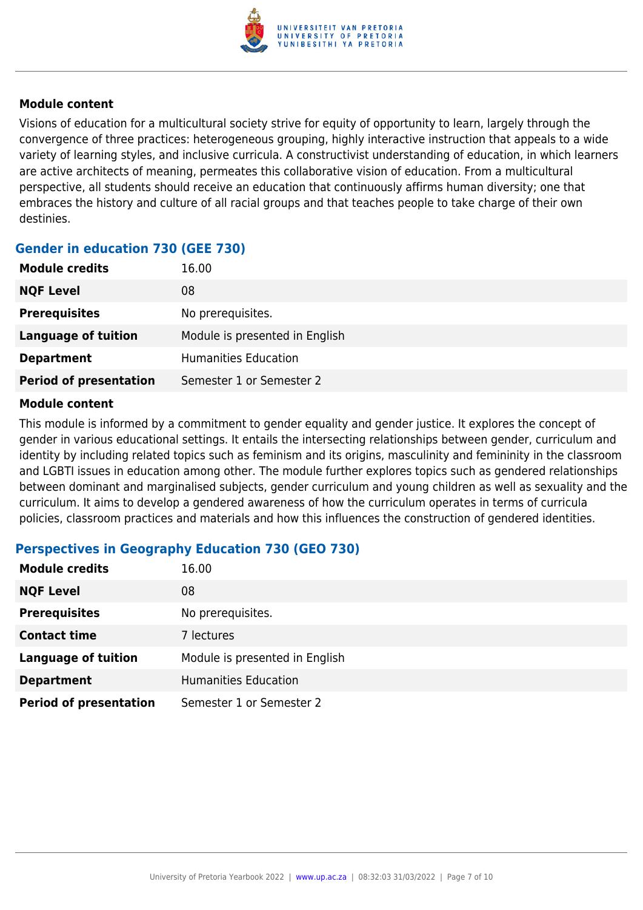#### Module content

Visions of education for a multicultural society strive for equity of opportunity to learn, largely through the convergence of three practices: heterogeneous grouping, highly interactive instruction that appeals to a wide variety of learning styles, and inclusive curricula. A constructivist understanding of education, in which learners are active architects of meaning, permeates this collaborative vision of education. From a multicultural perspective, all students should receive an education that continuously affirms human diversity; one that embraces the history and culture of all racial groups and that teaches people to take charge of their own destinies.

### Gender in education 730 (GEE 730)

| | |
|---|---|
| **Module credits** | 16.00 |
| **NQF Level** | 08 |
| **Prerequisites** | No prerequisites. |
| **Language of tuition** | Module is presented in English |
| **Department** | Humanities Education |
| **Period of presentation** | Semester 1 or Semester 2 |

#### Module content

This module is informed by a commitment to gender equality and gender justice. It explores the concept of gender in various educational settings. It entails the intersecting relationships between gender, curriculum and identity by including related topics such as feminism and its origins, masculinity and femininity in the classroom and LGBTI issues in education among other. The module further explores topics such as gendered relationships between dominant and marginalised subjects, gender curriculum and young children as well as sexuality and the curriculum. It aims to develop a gendered awareness of how the curriculum operates in terms of curricula policies, classroom practices and materials and how this influences the construction of gendered identities.

### Perspectives in Geography Education 730 (GEO 730)

| | |
|---|---|
| **Module credits** | 16.00 |
| **NQF Level** | 08 |
| **Prerequisites** | No prerequisites. |
| **Contact time** | 7 lectures |
| **Language of tuition** | Module is presented in English |
| **Department** | Humanities Education |
| **Period of presentation** | Semester 1 or Semester 2 |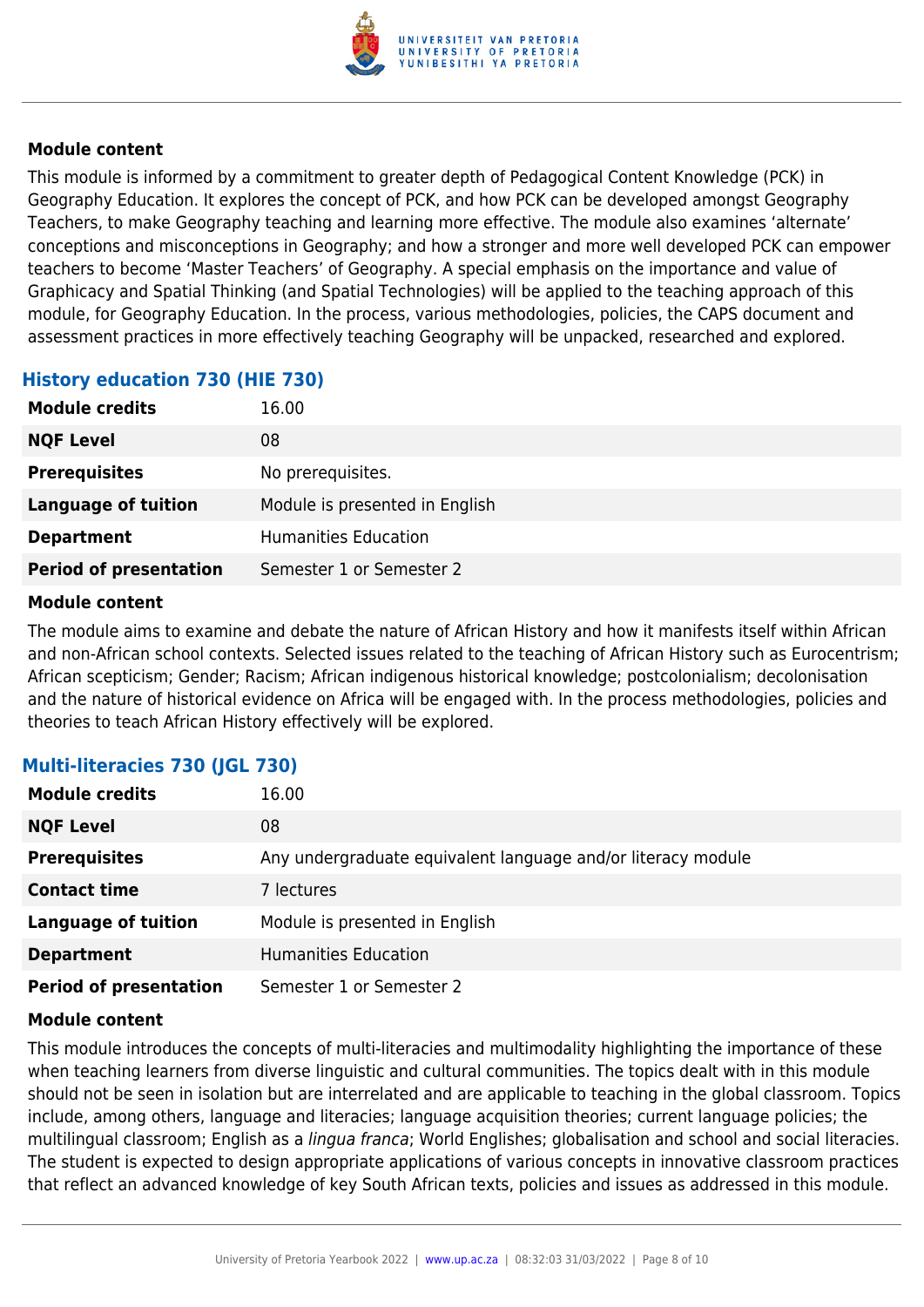#### Module content

This module is informed by a commitment to greater depth of Pedagogical Content Knowledge (PCK) in Geography Education. It explores the concept of PCK, and how PCK can be developed amongst Geography Teachers, to make Geography teaching and learning more effective. The module also examines 'alternate' conceptions and misconceptions in Geography; and how a stronger and more well developed PCK can empower teachers to become 'Master Teachers' of Geography. A special emphasis on the importance and value of Graphicacy and Spatial Thinking (and Spatial Technologies) will be applied to the teaching approach of this module, for Geography Education. In the process, various methodologies, policies, the CAPS document and assessment practices in more effectively teaching Geography will be unpacked, researched and explored.

### History education 730 (HIE 730)

| | |
|---|---|
| **Module credits** | 16.00 |
| **NQF Level** | 08 |
| **Prerequisites** | No prerequisites. |
| **Language of tuition** | Module is presented in English |
| **Department** | Humanities Education |
| **Period of presentation** | Semester 1 or Semester 2 |

#### Module content

The module aims to examine and debate the nature of African History and how it manifests itself within African and non-African school contexts. Selected issues related to the teaching of African History such as Eurocentrism; African scepticism; Gender; Racism; African indigenous historical knowledge; postcolonialism; decolonisation and the nature of historical evidence on Africa will be engaged with. In the process methodologies, policies and theories to teach African History effectively will be explored.

### Multi-literacies 730 (JGL 730)

| | |
|---|---|
| **Module credits** | 16.00 |
| **NQF Level** | 08 |
| **Prerequisites** | Any undergraduate equivalent language and/or literacy module |
| **Contact time** | 7 lectures |
| **Language of tuition** | Module is presented in English |
| **Department** | Humanities Education |
| **Period of presentation** | Semester 1 or Semester 2 |

#### Module content

This module introduces the concepts of multi-literacies and multimodality highlighting the importance of these when teaching learners from diverse linguistic and cultural communities. The topics dealt with in this module should not be seen in isolation but are interrelated and are applicable to teaching in the global classroom. Topics include, among others, language and literacies; language acquisition theories; current language policies; the multilingual classroom; English as a *lingua franca*; World Englishes; globalisation and school and social literacies. The student is expected to design appropriate applications of various concepts in innovative classroom practices that reflect an advanced knowledge of key South African texts, policies and issues as addressed in this module.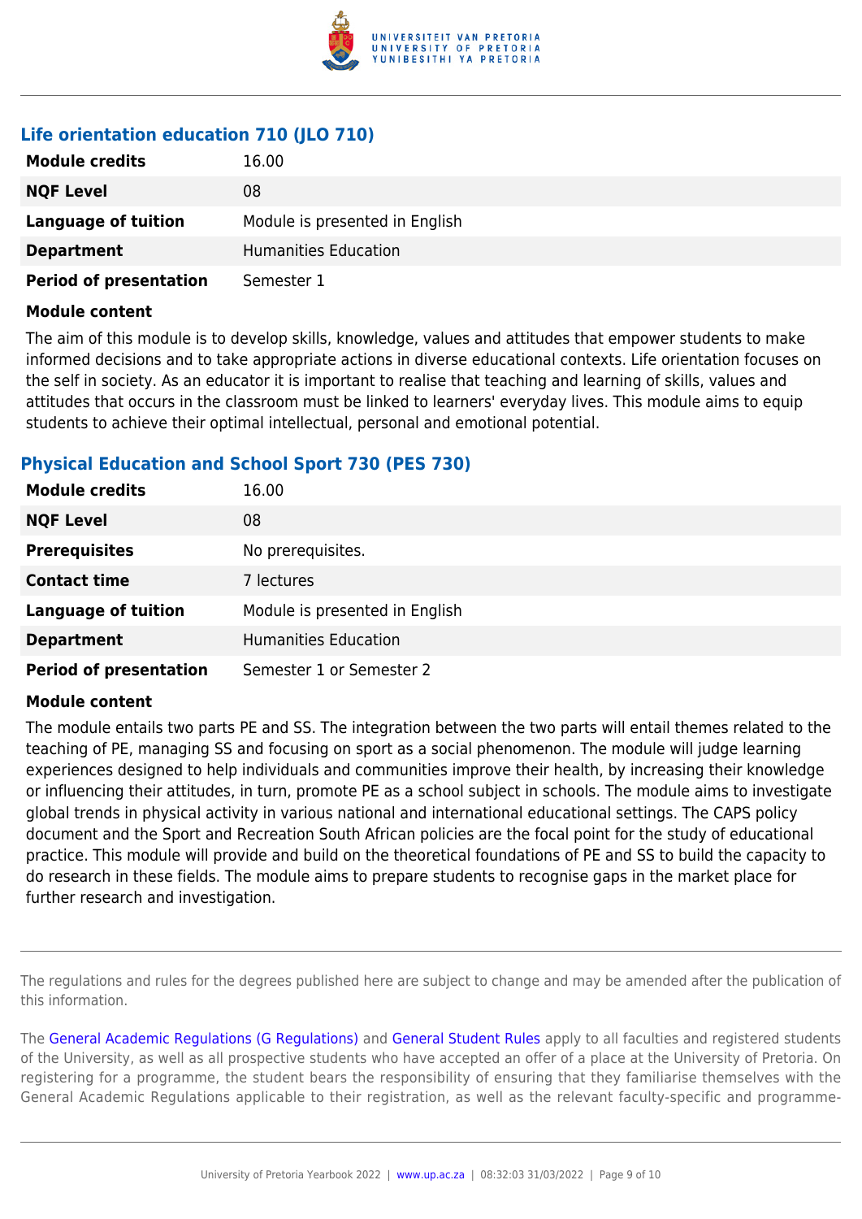### Life orientation education 710 (JLO 710)

| | |
|---|---|
| **Module credits** | 16.00 |
| **NQF Level** | 08 |
| **Language of tuition** | Module is presented in English |
| **Department** | Humanities Education |
| **Period of presentation** | Semester 1 |

**Module content**

The aim of this module is to develop skills, knowledge, values and attitudes that empower students to make informed decisions and to take appropriate actions in diverse educational contexts. Life orientation focuses on the self in society. As an educator it is important to realise that teaching and learning of skills, values and attitudes that occurs in the classroom must be linked to learners' everyday lives. This module aims to equip students to achieve their optimal intellectual, personal and emotional potential.

### Physical Education and School Sport 730 (PES 730)

| | |
|---|---|
| **Module credits** | 16.00 |
| **NQF Level** | 08 |
| **Prerequisites** | No prerequisites. |
| **Contact time** | 7 lectures |
| **Language of tuition** | Module is presented in English |
| **Department** | Humanities Education |
| **Period of presentation** | Semester 1 or Semester 2 |

**Module content**

The module entails two parts PE and SS. The integration between the two parts will entail themes related to the teaching of PE, managing SS and focusing on sport as a social phenomenon. The module will judge learning experiences designed to help individuals and communities improve their health, by increasing their knowledge or influencing their attitudes, in turn, promote PE as a school subject in schools. The module aims to investigate global trends in physical activity in various national and international educational settings. The CAPS policy document and the Sport and Recreation South African policies are the focal point for the study of educational practice. This module will provide and build on the theoretical foundations of PE and SS to build the capacity to do research in these fields. The module aims to prepare students to recognise gaps in the market place for further research and investigation.

---

The regulations and rules for the degrees published here are subject to change and may be amended after the publication of this information.

The General Academic Regulations (G Regulations) and General Student Rules apply to all faculties and registered students of the University, as well as all prospective students who have accepted an offer of a place at the University of Pretoria. On registering for a programme, the student bears the responsibility of ensuring that they familiarise themselves with the General Academic Regulations applicable to their registration, as well as the relevant faculty-specific and programme-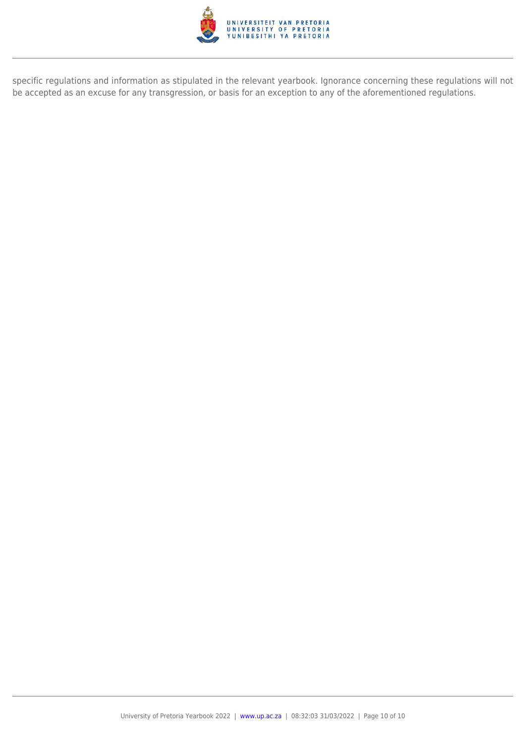specific regulations and information as stipulated in the relevant yearbook. Ignorance concerning these regulations will not be accepted as an excuse for any transgression, or basis for an exception to any of the aforementioned regulations.